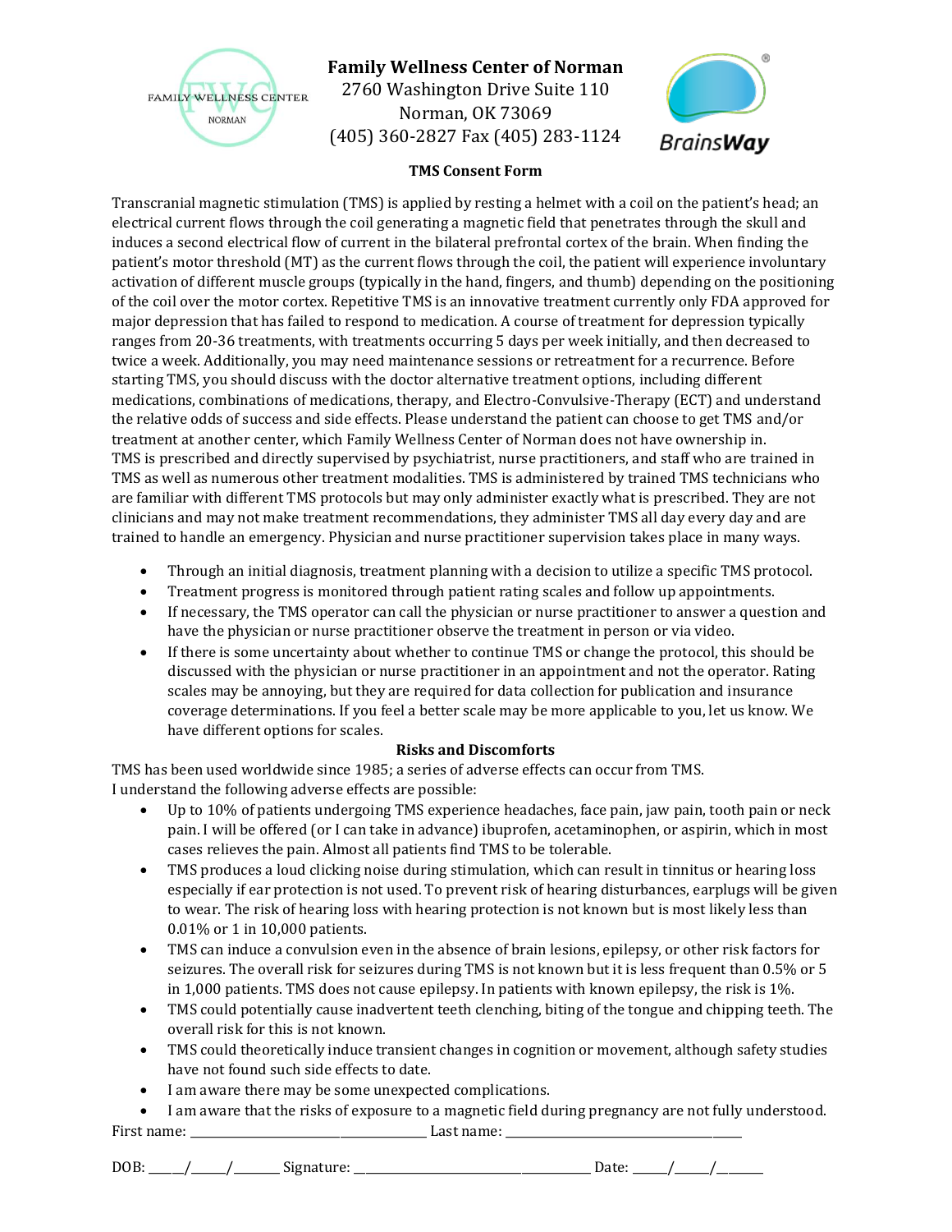**Family Wellness Center of Norman**
2760 Washington Drive Suite 110
Norman, OK 73069
(405) 360-2827 Fax (405) 283-1124

## TMS Consent Form

Transcranial magnetic stimulation (TMS) is applied by resting a helmet with a coil on the patient's head; an electrical current flows through the coil generating a magnetic field that penetrates through the skull and induces a second electrical flow of current in the bilateral prefrontal cortex of the brain. When finding the patient's motor threshold (MT) as the current flows through the coil, the patient will experience involuntary activation of different muscle groups (typically in the hand, fingers, and thumb) depending on the positioning of the coil over the motor cortex. Repetitive TMS is an innovative treatment currently only FDA approved for major depression that has failed to respond to medication. A course of treatment for depression typically ranges from 20-36 treatments, with treatments occurring 5 days per week initially, and then decreased to twice a week. Additionally, you may need maintenance sessions or retreatment for a recurrence. Before starting TMS, you should discuss with the doctor alternative treatment options, including different medications, combinations of medications, therapy, and Electro-Convulsive-Therapy (ECT) and understand the relative odds of success and side effects. Please understand the patient can choose to get TMS and/or treatment at another center, which Family Wellness Center of Norman does not have ownership in.
TMS is prescribed and directly supervised by psychiatrist, nurse practitioners, and staff who are trained in TMS as well as numerous other treatment modalities. TMS is administered by trained TMS technicians who are familiar with different TMS protocols but may only administer exactly what is prescribed. They are not clinicians and may not make treatment recommendations, they administer TMS all day every day and are trained to handle an emergency. Physician and nurse practitioner supervision takes place in many ways.

- Through an initial diagnosis, treatment planning with a decision to utilize a specific TMS protocol.
- Treatment progress is monitored through patient rating scales and follow up appointments.
- If necessary, the TMS operator can call the physician or nurse practitioner to answer a question and have the physician or nurse practitioner observe the treatment in person or via video.
- If there is some uncertainty about whether to continue TMS or change the protocol, this should be discussed with the physician or nurse practitioner in an appointment and not the operator. Rating scales may be annoying, but they are required for data collection for publication and insurance coverage determinations. If you feel a better scale may be more applicable to you, let us know. We have different options for scales.

### Risks and Discomforts

TMS has been used worldwide since 1985; a series of adverse effects can occur from TMS.
I understand the following adverse effects are possible:

- Up to 10% of patients undergoing TMS experience headaches, face pain, jaw pain, tooth pain or neck pain. I will be offered (or I can take in advance) ibuprofen, acetaminophen, or aspirin, which in most cases relieves the pain. Almost all patients find TMS to be tolerable.
- TMS produces a loud clicking noise during stimulation, which can result in tinnitus or hearing loss especially if ear protection is not used. To prevent risk of hearing disturbances, earplugs will be given to wear. The risk of hearing loss with hearing protection is not known but is most likely less than 0.01% or 1 in 10,000 patients.
- TMS can induce a convulsion even in the absence of brain lesions, epilepsy, or other risk factors for seizures. The overall risk for seizures during TMS is not known but it is less frequent than 0.5% or 5 in 1,000 patients. TMS does not cause epilepsy. In patients with known epilepsy, the risk is 1%.
- TMS could potentially cause inadvertent teeth clenching, biting of the tongue and chipping teeth. The overall risk for this is not known.
- TMS could theoretically induce transient changes in cognition or movement, although safety studies have not found such side effects to date.
- I am aware there may be some unexpected complications.
- I am aware that the risks of exposure to a magnetic field during pregnancy are not fully understood.

First name: ______________________ Last name: ______________________

DOB: ____/____/______ Signature: ______________________ Date: ____/____/______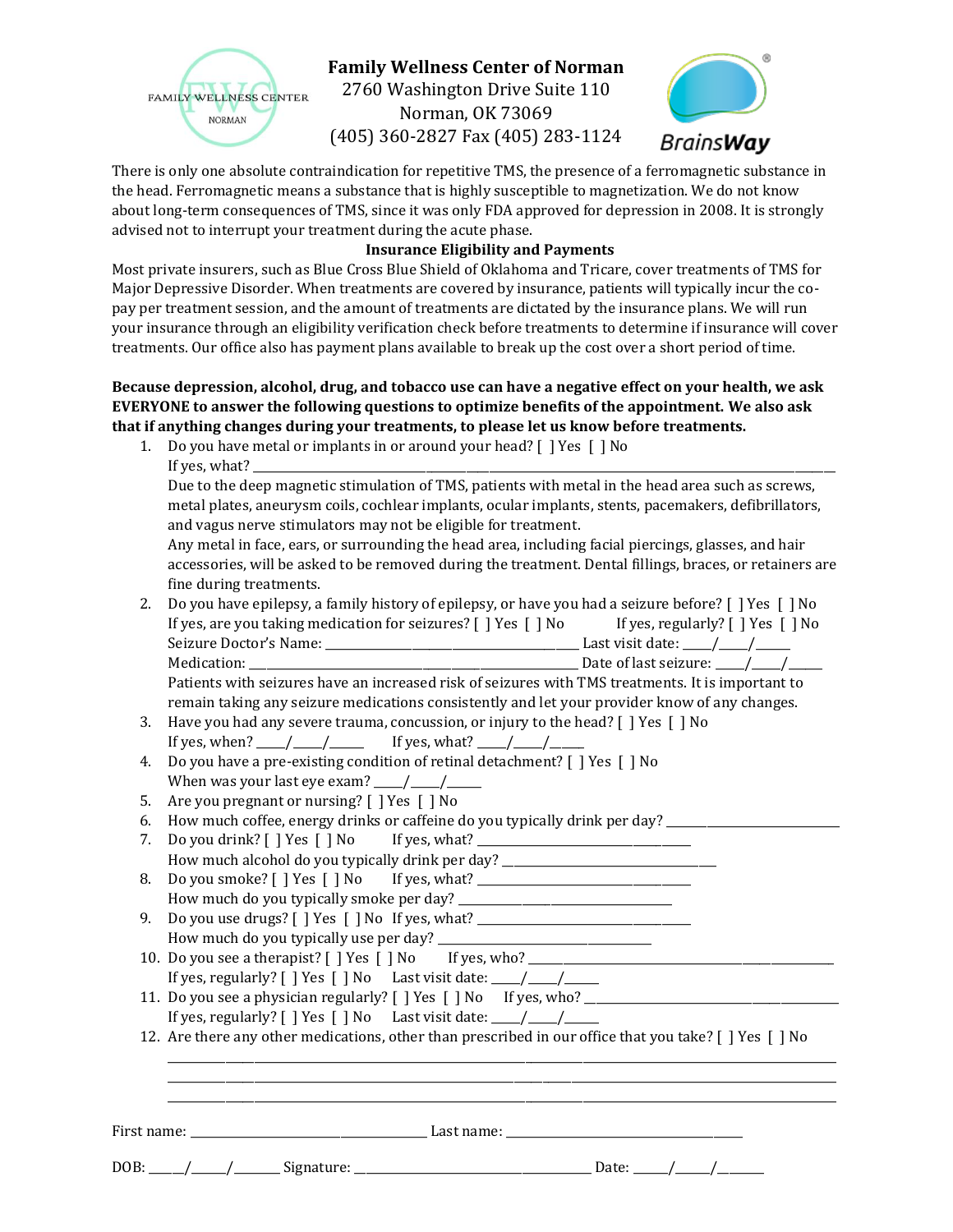**Family Wellness Center of Norman**
2760 Washington Drive Suite 110
Norman, OK 73069
(405) 360-2827 Fax (405) 283-1124

There is only one absolute contraindication for repetitive TMS, the presence of a ferromagnetic substance in the head. Ferromagnetic means a substance that is highly susceptible to magnetization. We do not know about long-term consequences of TMS, since it was only FDA approved for depression in 2008. It is strongly advised not to interrupt your treatment during the acute phase.

**Insurance Eligibility and Payments**

Most private insurers, such as Blue Cross Blue Shield of Oklahoma and Tricare, cover treatments of TMS for Major Depressive Disorder. When treatments are covered by insurance, patients will typically incur the co-pay per treatment session, and the amount of treatments are dictated by the insurance plans. We will run your insurance through an eligibility verification check before treatments to determine if insurance will cover treatments. Our office also has payment plans available to break up the cost over a short period of time.

**Because depression, alcohol, drug, and tobacco use can have a negative effect on your health, we ask EVERYONE to answer the following questions to optimize benefits of the appointment. We also ask that if anything changes during your treatments, to please let us know before treatments.**

1. Do you have metal or implants in or around your head? [ ] Yes [ ] No
   If yes, what? ______________________________________________
   Due to the deep magnetic stimulation of TMS, patients with metal in the head area such as screws, metal plates, aneurysm coils, cochlear implants, ocular implants, stents, pacemakers, defibrillators, and vagus nerve stimulators may not be eligible for treatment.
   Any metal in face, ears, or surrounding the head area, including facial piercings, glasses, and hair accessories, will be asked to be removed during the treatment. Dental fillings, braces, or retainers are fine during treatments.
2. Do you have epilepsy, a family history of epilepsy, or have you had a seizure before? [ ] Yes [ ] No
   If yes, are you taking medication for seizures? [ ] Yes [ ] No If yes, regularly? [ ] Yes [ ] No
   Seizure Doctor's Name: ____________________ Last visit date: ____/____/_____
   Medication: ____________________ Date of last seizure: ____/____/_____
   Patients with seizures have an increased risk of seizures with TMS treatments. It is important to remain taking any seizure medications consistently and let your provider know of any changes.
3. Have you had any severe trauma, concussion, or injury to the head? [ ] Yes [ ] No
   If yes, when? ____/____/_____ If yes, what? ____/____/_____
4. Do you have a pre-existing condition of retinal detachment? [ ] Yes [ ] No
   When was your last eye exam? ____/____/_____
5. Are you pregnant or nursing? [ ] Yes [ ] No
6. How much coffee, energy drinks or caffeine do you typically drink per day? ____________
7. Do you drink? [ ] Yes [ ] No If yes, what? ____________
   How much alcohol do you typically drink per day? ____________
8. Do you smoke? [ ] Yes [ ] No If yes, what? ____________
   How much do you typically smoke per day? ____________
9. Do you use drugs? [ ] Yes [ ] No If yes, what? ____________
   How much do you typically use per day? ____________
10. Do you see a therapist? [ ] Yes [ ] No If yes, who? ____________
    If yes, regularly? [ ] Yes [ ] No Last visit date: ____/____/_____
11. Do you see a physician regularly? [ ] Yes [ ] No If yes, who? ____________
    If yes, regularly? [ ] Yes [ ] No Last visit date: ____/____/_____
12. Are there any other medications, other than prescribed in our office that you take? [ ] Yes [ ] No
    ______________________________________________
    ______________________________________________
    ______________________________________________

First name: ____________________ Last name: ____________________

DOB: _____/_____/_______ Signature: ____________________ Date: _____/_____/_______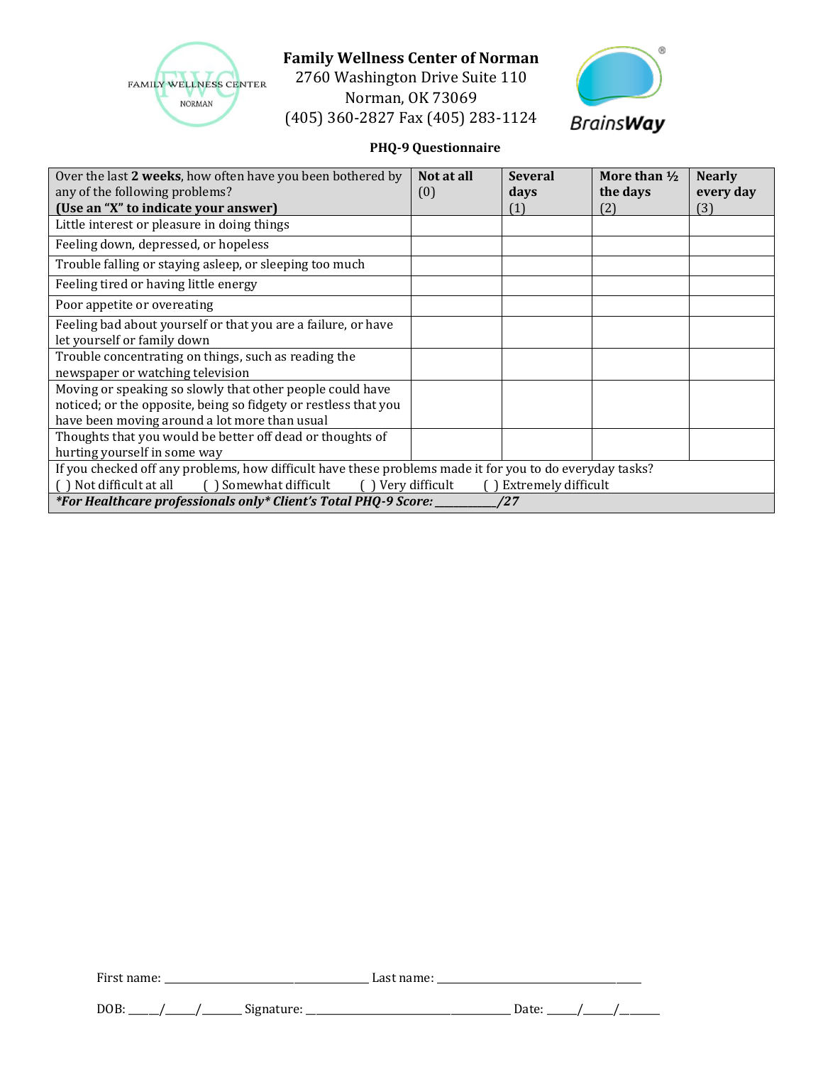**Family Wellness Center of Norman**
2760 Washington Drive Suite 110
Norman, OK 73069
(405) 360-2827 Fax (405) 283-1124

BrainsWay®

### PHQ-9 Questionnaire

| Over the last **2 weeks**, how often have you been bothered by any of the following problems? **(Use an "X" to indicate your answer)** | **Not at all** (0) | **Several days** (1) | **More than ½ the days** (2) | **Nearly every day** (3) |
|---|---|---|---|---|
| Little interest or pleasure in doing things | | | | |
| Feeling down, depressed, or hopeless | | | | |
| Trouble falling or staying asleep, or sleeping too much | | | | |
| Feeling tired or having little energy | | | | |
| Poor appetite or overeating | | | | |
| Feeling bad about yourself or that you are a failure, or have let yourself or family down | | | | |
| Trouble concentrating on things, such as reading the newspaper or watching television | | | | |
| Moving or speaking so slowly that other people could have noticed; or the opposite, being so fidgety or restless that you have been moving around a lot more than usual | | | | |
| Thoughts that you would be better off dead or thoughts of hurting yourself in some way | | | | |
| If you checked off any problems, how difficult have these problems made it for you to do everyday tasks? ( ) Not difficult at all ( ) Somewhat difficult ( ) Very difficult ( ) Extremely difficult | | | | |
| ***For Healthcare professionals only* Client's Total PHQ-9 Score: ___________/27** | | | | |

First name: ______________________________ Last name: ______________________________

DOB: ____/____/______ Signature: ______________________________ Date: ____/____/______